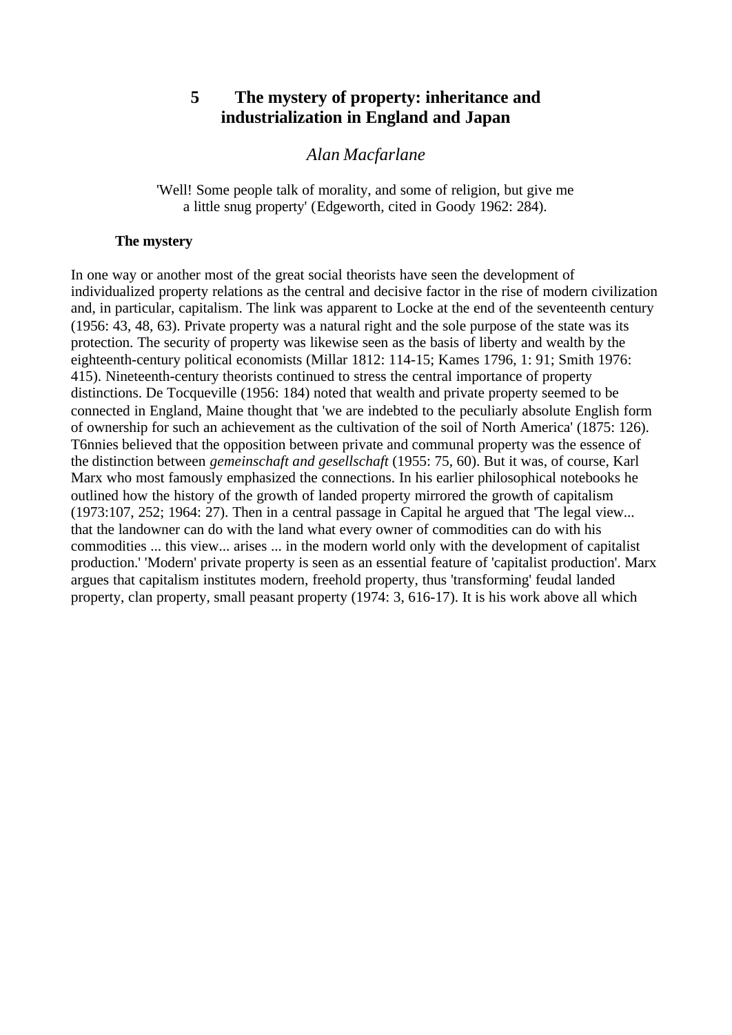# 5 The mystery of property: inheritance and industrialization in England and Japan

*Alan Macfarlane*

'Well! Some people talk of morality, and some of religion, but give me a little snug property' (Edgeworth, cited in Goody 1962: 284).

**The mystery**

In one way or another most of the great social theorists have seen the development of individualized property relations as the central and decisive factor in the rise of modern civilization and, in particular, capitalism. The link was apparent to Locke at the end of the seventeenth century (1956: 43, 48, 63). Private property was a natural right and the sole purpose of the state was its protection. The security of property was likewise seen as the basis of liberty and wealth by the eighteenth-century political economists (Millar 1812: 114-15; Kames 1796, 1: 91; Smith 1976: 415). Nineteenth-century theorists continued to stress the central importance of property distinctions. De Tocqueville (1956: 184) noted that wealth and private property seemed to be connected in England, Maine thought that 'we are indebted to the peculiarly absolute English form of ownership for such an achievement as the cultivation of the soil of North America' (1875: 126). T6nnies believed that the opposition between private and communal property was the essence of the distinction between *gemeinschaft and gesellschaft* (1955: 75, 60). But it was, of course, Karl Marx who most famously emphasized the connections. In his earlier philosophical notebooks he outlined how the history of the growth of landed property mirrored the growth of capitalism (1973:107, 252; 1964: 27). Then in a central passage in Capital he argued that 'The legal view... that the landowner can do with the land what every owner of commodities can do with his commodities ... this view... arises ... in the modern world only with the development of capitalist production.' 'Modern' private property is seen as an essential feature of 'capitalist production'. Marx argues that capitalism institutes modern, freehold property, thus 'transforming' feudal landed property, clan property, small peasant property (1974: 3, 616-17). It is his work above all which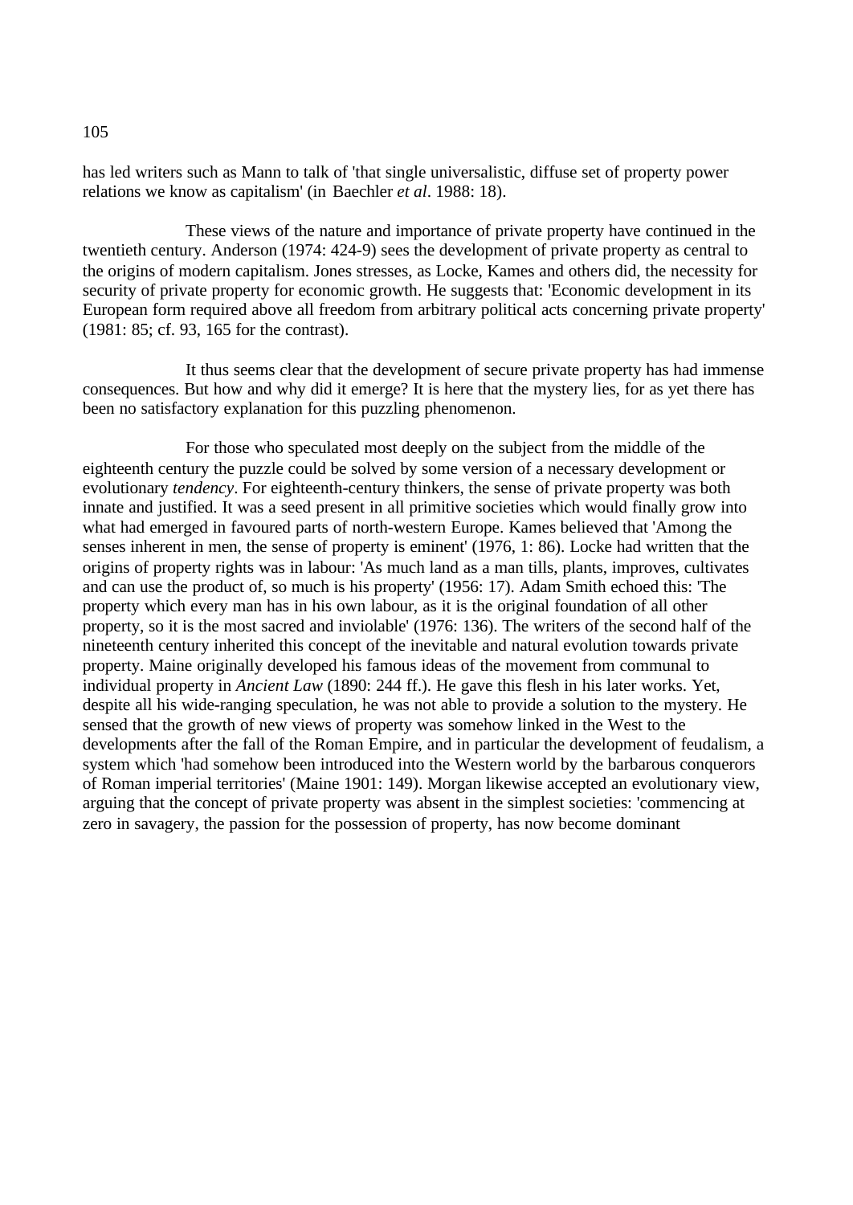has led writers such as Mann to talk of 'that single universalistic, diffuse set of property power relations we know as capitalism' (in Baechler *et al*. 1988: 18).

These views of the nature and importance of private property have continued in the twentieth century. Anderson (1974: 424-9) sees the development of private property as central to the origins of modern capitalism. Jones stresses, as Locke, Kames and others did, the necessity for security of private property for economic growth. He suggests that: 'Economic development in its European form required above all freedom from arbitrary political acts concerning private property' (1981: 85; cf. 93, 165 for the contrast).

It thus seems clear that the development of secure private property has had immense consequences. But how and why did it emerge? It is here that the mystery lies, for as yet there has been no satisfactory explanation for this puzzling phenomenon.

For those who speculated most deeply on the subject from the middle of the eighteenth century the puzzle could be solved by some version of a necessary development or evolutionary *tendency*. For eighteenth-century thinkers, the sense of private property was both innate and justified. It was a seed present in all primitive societies which would finally grow into what had emerged in favoured parts of north-western Europe. Kames believed that 'Among the senses inherent in men, the sense of property is eminent' (1976, 1: 86). Locke had written that the origins of property rights was in labour: 'As much land as a man tills, plants, improves, cultivates and can use the product of, so much is his property' (1956: 17). Adam Smith echoed this: 'The property which every man has in his own labour, as it is the original foundation of all other property, so it is the most sacred and inviolable' (1976: 136). The writers of the second half of the nineteenth century inherited this concept of the inevitable and natural evolution towards private property. Maine originally developed his famous ideas of the movement from communal to individual property in *Ancient Law* (1890: 244 ff.). He gave this flesh in his later works. Yet, despite all his wide-ranging speculation, he was not able to provide a solution to the mystery. He sensed that the growth of new views of property was somehow linked in the West to the developments after the fall of the Roman Empire, and in particular the development of feudalism, a system which 'had somehow been introduced into the Western world by the barbarous conquerors of Roman imperial territories' (Maine 1901: 149). Morgan likewise accepted an evolutionary view, arguing that the concept of private property was absent in the simplest societies: 'commencing at zero in savagery, the passion for the possession of property, has now become dominant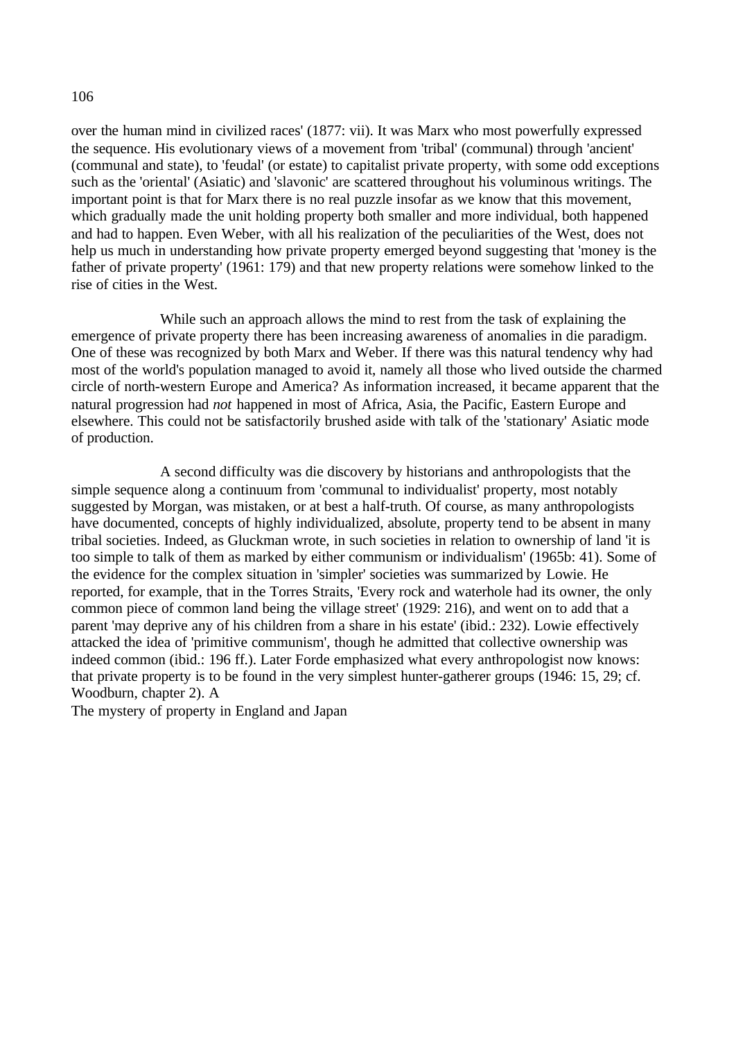over the human mind in civilized races' (1877: vii). It was Marx who most powerfully expressed the sequence. His evolutionary views of a movement from 'tribal' (communal) through 'ancient' (communal and state), to 'feudal' (or estate) to capitalist private property, with some odd exceptions such as the 'oriental' (Asiatic) and 'slavonic' are scattered throughout his voluminous writings. The important point is that for Marx there is no real puzzle insofar as we know that this movement, which gradually made the unit holding property both smaller and more individual, both happened and had to happen. Even Weber, with all his realization of the peculiarities of the West, does not help us much in understanding how private property emerged beyond suggesting that 'money is the father of private property' (1961: 179) and that new property relations were somehow linked to the rise of cities in the West.

While such an approach allows the mind to rest from the task of explaining the emergence of private property there has been increasing awareness of anomalies in die paradigm. One of these was recognized by both Marx and Weber. If there was this natural tendency why had most of the world's population managed to avoid it, namely all those who lived outside the charmed circle of north-western Europe and America? As information increased, it became apparent that the natural progression had *not* happened in most of Africa, Asia, the Pacific, Eastern Europe and elsewhere. This could not be satisfactorily brushed aside with talk of the 'stationary' Asiatic mode of production.

A second difficulty was die discovery by historians and anthropologists that the simple sequence along a continuum from 'communal to individualist' property, most notably suggested by Morgan, was mistaken, or at best a half-truth. Of course, as many anthropologists have documented, concepts of highly individualized, absolute, property tend to be absent in many tribal societies. Indeed, as Gluckman wrote, in such societies in relation to ownership of land 'it is too simple to talk of them as marked by either communism or individualism' (1965b: 41). Some of the evidence for the complex situation in 'simpler' societies was summarized by Lowie. He reported, for example, that in the Torres Straits, 'Every rock and waterhole had its owner, the only common piece of common land being the village street' (1929: 216), and went on to add that a parent 'may deprive any of his children from a share in his estate' (ibid.: 232). Lowie effectively attacked the idea of 'primitive communism', though he admitted that collective ownership was indeed common (ibid.: 196 ff.). Later Forde emphasized what every anthropologist now knows: that private property is to be found in the very simplest hunter-gatherer groups (1946: 15, 29; cf. Woodburn, chapter 2). A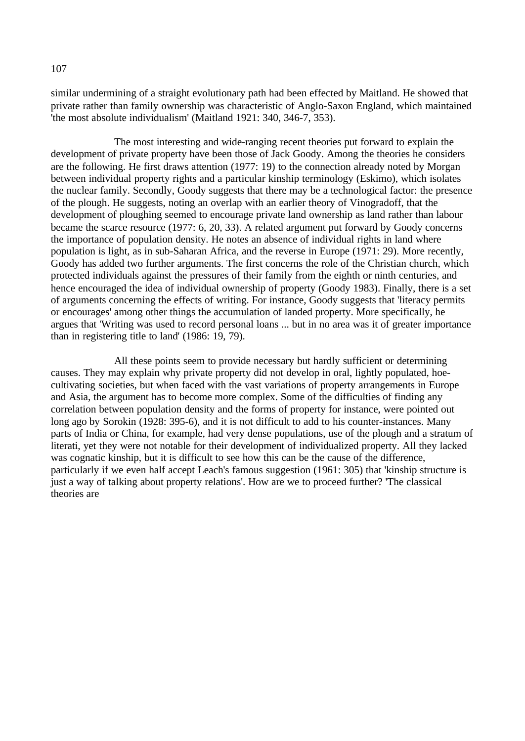similar undermining of a straight evolutionary path had been effected by Maitland. He showed that private rather than family ownership was characteristic of Anglo-Saxon England, which maintained 'the most absolute individualism' (Maitland 1921: 340, 346-7, 353).

The most interesting and wide-ranging recent theories put forward to explain the development of private property have been those of Jack Goody. Among the theories he considers are the following. He first draws attention (1977: 19) to the connection already noted by Morgan between individual property rights and a particular kinship terminology (Eskimo), which isolates the nuclear family. Secondly, Goody suggests that there may be a technological factor: the presence of the plough. He suggests, noting an overlap with an earlier theory of Vinogradoff, that the development of ploughing seemed to encourage private land ownership as land rather than labour became the scarce resource (1977: 6, 20, 33). A related argument put forward by Goody concerns the importance of population density. He notes an absence of individual rights in land where population is light, as in sub-Saharan Africa, and the reverse in Europe (1971: 29). More recently, Goody has added two further arguments. The first concerns the role of the Christian church, which protected individuals against the pressures of their family from the eighth or ninth centuries, and hence encouraged the idea of individual ownership of property (Goody 1983). Finally, there is a set of arguments concerning the effects of writing. For instance, Goody suggests that 'literacy permits or encourages' among other things the accumulation of landed property. More specifically, he argues that 'Writing was used to record personal loans ... but in no area was it of greater importance than in registering title to land' (1986: 19, 79).

All these points seem to provide necessary but hardly sufficient or determining causes. They may explain why private property did not develop in oral, lightly populated, hoe-cultivating societies, but when faced with the vast variations of property arrangements in Europe and Asia, the argument has to become more complex. Some of the difficulties of finding any correlation between population density and the forms of property for instance, were pointed out long ago by Sorokin (1928: 395-6), and it is not difficult to add to his counter-instances. Many parts of India or China, for example, had very dense populations, use of the plough and a stratum of literati, yet they were not notable for their development of individualized property. All they lacked was cognatic kinship, but it is difficult to see how this can be the cause of the difference, particularly if we even half accept Leach's famous suggestion (1961: 305) that 'kinship structure is just a way of talking about property relations'. How are we to proceed further? 'The classical theories are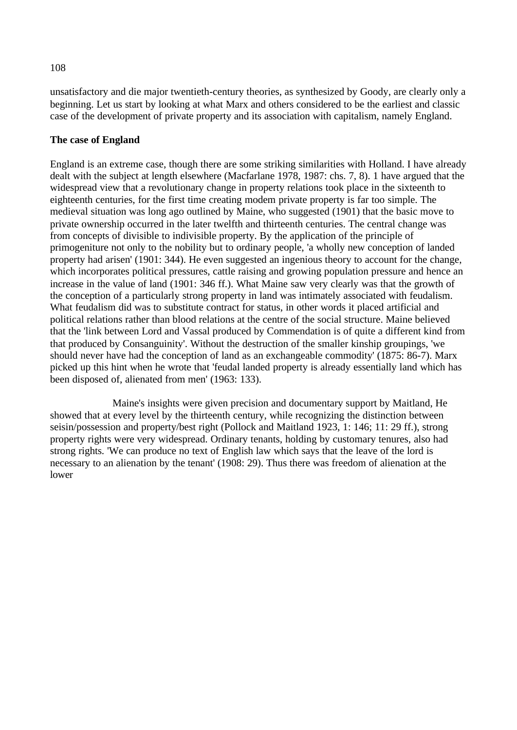unsatisfactory and die major twentieth-century theories, as synthesized by Goody, are clearly only a beginning. Let us start by looking at what Marx and others considered to be the earliest and classic case of the development of private property and its association with capitalism, namely England.

**The case of England**

England is an extreme case, though there are some striking similarities with Holland. I have already dealt with the subject at length elsewhere (Macfarlane 1978, 1987: chs. 7, 8). 1 have argued that the widespread view that a revolutionary change in property relations took place in the sixteenth to eighteenth centuries, for the first time creating modem private property is far too simple. The medieval situation was long ago outlined by Maine, who suggested (1901) that the basic move to private ownership occurred in the later twelfth and thirteenth centuries. The central change was from concepts of divisible to indivisible property. By the application of the principle of primogeniture not only to the nobility but to ordinary people, 'a wholly new conception of landed property had arisen' (1901: 344). He even suggested an ingenious theory to account for the change, which incorporates political pressures, cattle raising and growing population pressure and hence an increase in the value of land (1901: 346 ff.). What Maine saw very clearly was that the growth of the conception of a particularly strong property in land was intimately associated with feudalism. What feudalism did was to substitute contract for status, in other words it placed artificial and political relations rather than blood relations at the centre of the social structure. Maine believed that the 'link between Lord and Vassal produced by Commendation is of quite a different kind from that produced by Consanguinity'. Without the destruction of the smaller kinship groupings, 'we should never have had the conception of land as an exchangeable commodity' (1875: 86-7). Marx picked up this hint when he wrote that 'feudal landed property is already essentially land which has been disposed of, alienated from men' (1963: 133).

Maine's insights were given precision and documentary support by Maitland, He showed that at every level by the thirteenth century, while recognizing the distinction between seisin/possession and property/best right (Pollock and Maitland 1923, 1: 146; 11: 29 ff.), strong property rights were very widespread. Ordinary tenants, holding by customary tenures, also had strong rights. 'We can produce no text of English law which says that the leave of the lord is necessary to an alienation by the tenant' (1908: 29). Thus there was freedom of alienation at the lower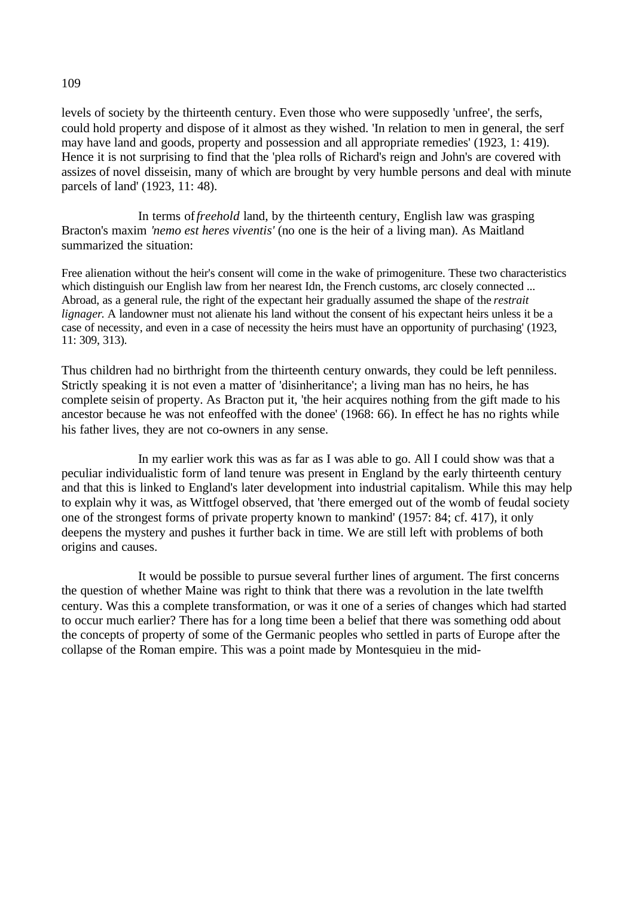levels of society by the thirteenth century. Even those who were supposedly 'unfree', the serfs, could hold property and dispose of it almost as they wished. 'In relation to men in general, the serf may have land and goods, property and possession and all appropriate remedies' (1923, 1: 419). Hence it is not surprising to find that the 'plea rolls of Richard's reign and John's are covered with assizes of novel disseisin, many of which are brought by very humble persons and deal with minute parcels of land' (1923, 11: 48).

In terms of *freehold* land, by the thirteenth century, English law was grasping Bracton's maxim *'nemo est heres viventis'* (no one is the heir of a living man). As Maitland summarized the situation:

> Free alienation without the heir's consent will come in the wake of primogeniture. These two characteristics which distinguish our English law from her nearest Idn, the French customs, arc closely connected ... Abroad, as a general rule, the right of the expectant heir gradually assumed the shape of the *restrait lignager.* A landowner must not alienate his land without the consent of his expectant heirs unless it be a case of necessity, and even in a case of necessity the heirs must have an opportunity of purchasing' (1923, 11: 309, 313).

Thus children had no birthright from the thirteenth century onwards, they could be left penniless. Strictly speaking it is not even a matter of 'disinheritance'; a living man has no heirs, he has complete seisin of property. As Bracton put it, 'the heir acquires nothing from the gift made to his ancestor because he was not enfeoffed with the donee' (1968: 66). In effect he has no rights while his father lives, they are not co-owners in any sense.

In my earlier work this was as far as I was able to go. All I could show was that a peculiar individualistic form of land tenure was present in England by the early thirteenth century and that this is linked to England's later development into industrial capitalism. While this may help to explain why it was, as Wittfogel observed, that 'there emerged out of the womb of feudal society one of the strongest forms of private property known to mankind' (1957: 84; cf. 417), it only deepens the mystery and pushes it further back in time. We are still left with problems of both origins and causes.

It would be possible to pursue several further lines of argument. The first concerns the question of whether Maine was right to think that there was a revolution in the late twelfth century. Was this a complete transformation, or was it one of a series of changes which had started to occur much earlier? There has for a long time been a belief that there was something odd about the concepts of property of some of the Germanic peoples who settled in parts of Europe after the collapse of the Roman empire. This was a point made by Montesquieu in the mid-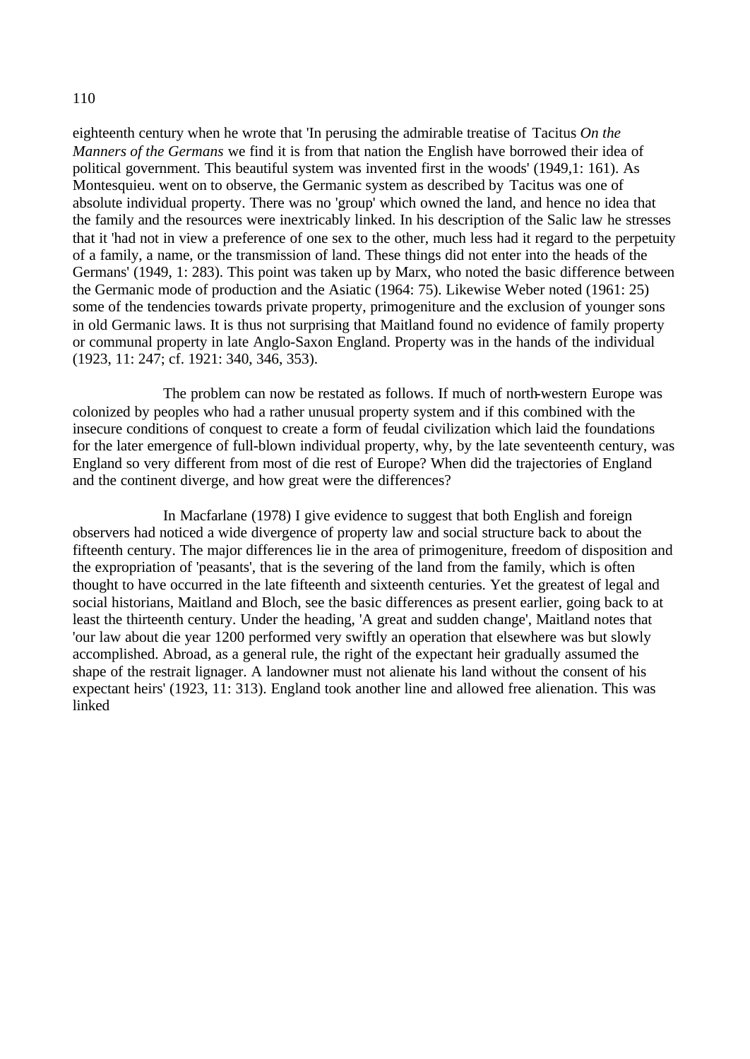eighteenth century when he wrote that 'In perusing the admirable treatise of Tacitus *On the Manners of the Germans* we find it is from that nation the English have borrowed their idea of political government. This beautiful system was invented first in the woods' (1949,1: 161). As Montesquieu. went on to observe, the Germanic system as described by Tacitus was one of absolute individual property. There was no 'group' which owned the land, and hence no idea that the family and the resources were inextricably linked. In his description of the Salic law he stresses that it 'had not in view a preference of one sex to the other, much less had it regard to the perpetuity of a family, a name, or the transmission of land. These things did not enter into the heads of the Germans' (1949, 1: 283). This point was taken up by Marx, who noted the basic difference between the Germanic mode of production and the Asiatic (1964: 75). Likewise Weber noted (1961: 25) some of the tendencies towards private property, primogeniture and the exclusion of younger sons in old Germanic laws. It is thus not surprising that Maitland found no evidence of family property or communal property in late Anglo-Saxon England. Property was in the hands of the individual (1923, 11: 247; cf. 1921: 340, 346, 353).

The problem can now be restated as follows. If much of north-western Europe was colonized by peoples who had a rather unusual property system and if this combined with the insecure conditions of conquest to create a form of feudal civilization which laid the foundations for the later emergence of full-blown individual property, why, by the late seventeenth century, was England so very different from most of die rest of Europe? When did the trajectories of England and the continent diverge, and how great were the differences?

In Macfarlane (1978) I give evidence to suggest that both English and foreign observers had noticed a wide divergence of property law and social structure back to about the fifteenth century. The major differences lie in the area of primogeniture, freedom of disposition and the expropriation of 'peasants', that is the severing of the land from the family, which is often thought to have occurred in the late fifteenth and sixteenth centuries. Yet the greatest of legal and social historians, Maitland and Bloch, see the basic differences as present earlier, going back to at least the thirteenth century. Under the heading, 'A great and sudden change', Maitland notes that 'our law about die year 1200 performed very swiftly an operation that elsewhere was but slowly accomplished. Abroad, as a general rule, the right of the expectant heir gradually assumed the shape of the restrait lignager. A landowner must not alienate his land without the consent of his expectant heirs' (1923, 11: 313). England took another line and allowed free alienation. This was linked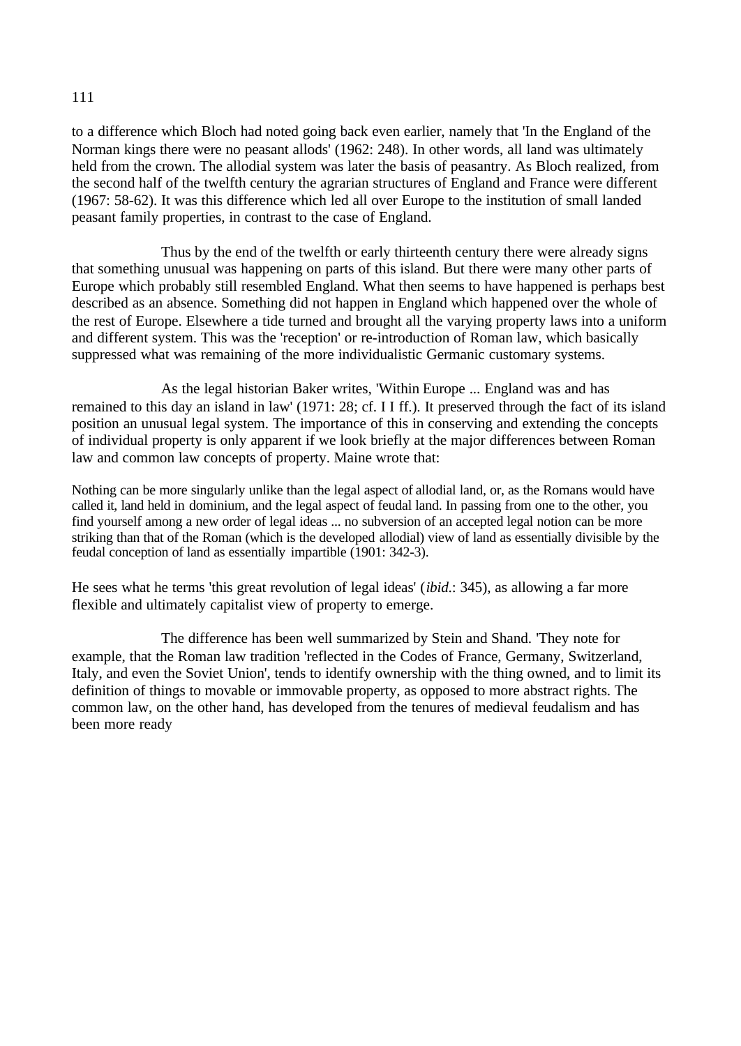to a difference which Bloch had noted going back even earlier, namely that 'In the England of the Norman kings there were no peasant allods' (1962: 248). In other words, all land was ultimately held from the crown. The allodial system was later the basis of peasantry. As Bloch realized, from the second half of the twelfth century the agrarian structures of England and France were different (1967: 58-62). It was this difference which led all over Europe to the institution of small landed peasant family properties, in contrast to the case of England.

Thus by the end of the twelfth or early thirteenth century there were already signs that something unusual was happening on parts of this island. But there were many other parts of Europe which probably still resembled England. What then seems to have happened is perhaps best described as an absence. Something did not happen in England which happened over the whole of the rest of Europe. Elsewhere a tide turned and brought all the varying property laws into a uniform and different system. This was the 'reception' or re-introduction of Roman law, which basically suppressed what was remaining of the more individualistic Germanic customary systems.

As the legal historian Baker writes, 'Within Europe ... England was and has remained to this day an island in law' (1971: 28; cf. I I ff.). It preserved through the fact of its island position an unusual legal system. The importance of this in conserving and extending the concepts of individual property is only apparent if we look briefly at the major differences between Roman law and common law concepts of property. Maine wrote that:

> Nothing can be more singularly unlike than the legal aspect of allodial land, or, as the Romans would have called it, land held in dominium, and the legal aspect of feudal land. In passing from one to the other, you find yourself among a new order of legal ideas ... no subversion of an accepted legal notion can be more striking than that of the Roman (which is the developed allodial) view of land as essentially divisible by the feudal conception of land as essentially impartible (1901: 342-3).

He sees what he terms 'this great revolution of legal ideas' (*ibid*.: 345), as allowing a far more flexible and ultimately capitalist view of property to emerge.

The difference has been well summarized by Stein and Shand. 'They note for example, that the Roman law tradition 'reflected in the Codes of France, Germany, Switzerland, Italy, and even the Soviet Union', tends to identify ownership with the thing owned, and to limit its definition of things to movable or immovable property, as opposed to more abstract rights. The common law, on the other hand, has developed from the tenures of medieval feudalism and has been more ready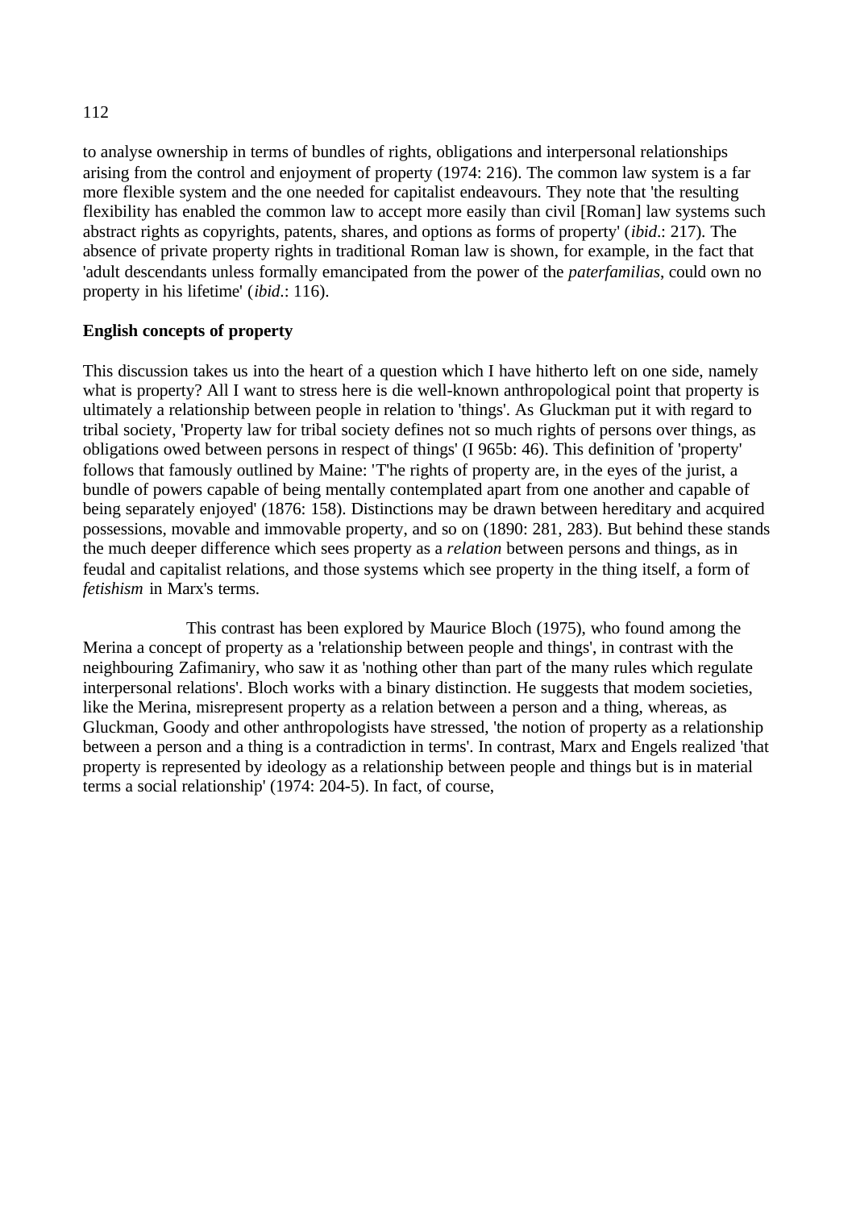to analyse ownership in terms of bundles of rights, obligations and interpersonal relationships arising from the control and enjoyment of property (1974: 216). The common law system is a far more flexible system and the one needed for capitalist endeavours. They note that 'the resulting flexibility has enabled the common law to accept more easily than civil [Roman] law systems such abstract rights as copyrights, patents, shares, and options as forms of property' (*ibid*.: 217). The absence of private property rights in traditional Roman law is shown, for example, in the fact that 'adult descendants unless formally emancipated from the power of the *paterfamilias*, could own no property in his lifetime' (*ibid*.: 116).

**English concepts of property**

This discussion takes us into the heart of a question which I have hitherto left on one side, namely what is property? All I want to stress here is die well-known anthropological point that property is ultimately a relationship between people in relation to 'things'. As Gluckman put it with regard to tribal society, 'Property law for tribal society defines not so much rights of persons over things, as obligations owed between persons in respect of things' (I 965b: 46). This definition of 'property' follows that famously outlined by Maine: 'T'he rights of property are, in the eyes of the jurist, a bundle of powers capable of being mentally contemplated apart from one another and capable of being separately enjoyed' (1876: 158). Distinctions may be drawn between hereditary and acquired possessions, movable and immovable property, and so on (1890: 281, 283). But behind these stands the much deeper difference which sees property as a *relation* between persons and things, as in feudal and capitalist relations, and those systems which see property in the thing itself, a form of *fetishism* in Marx's terms.

This contrast has been explored by Maurice Bloch (1975), who found among the Merina a concept of property as a 'relationship between people and things', in contrast with the neighbouring Zafimaniry, who saw it as 'nothing other than part of the many rules which regulate interpersonal relations'. Bloch works with a binary distinction. He suggests that modem societies, like the Merina, misrepresent property as a relation between a person and a thing, whereas, as Gluckman, Goody and other anthropologists have stressed, 'the notion of property as a relationship between a person and a thing is a contradiction in terms'. In contrast, Marx and Engels realized 'that property is represented by ideology as a relationship between people and things but is in material terms a social relationship' (1974: 204-5). In fact, of course,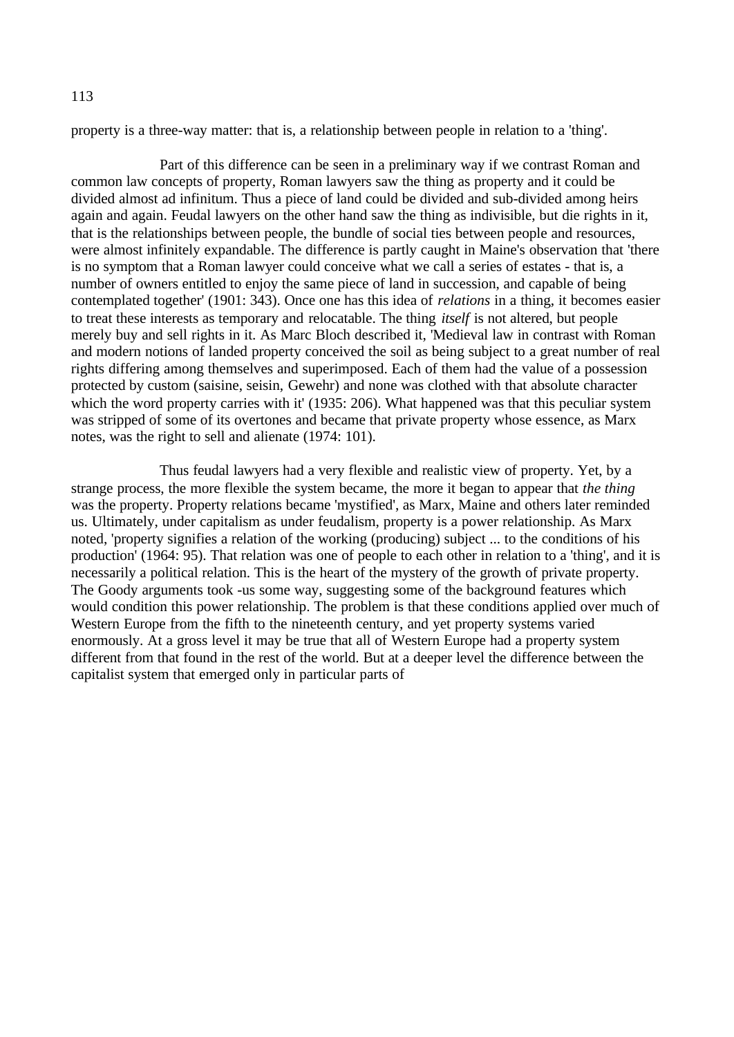property is a three-way matter: that is, a relationship between people in relation to a 'thing'.

Part of this difference can be seen in a preliminary way if we contrast Roman and common law concepts of property, Roman lawyers saw the thing as property and it could be divided almost ad infinitum. Thus a piece of land could be divided and sub-divided among heirs again and again. Feudal lawyers on the other hand saw the thing as indivisible, but die rights in it, that is the relationships between people, the bundle of social ties between people and resources, were almost infinitely expandable. The difference is partly caught in Maine's observation that 'there is no symptom that a Roman lawyer could conceive what we call a series of estates - that is, a number of owners entitled to enjoy the same piece of land in succession, and capable of being contemplated together' (1901: 343). Once one has this idea of *relations* in a thing, it becomes easier to treat these interests as temporary and relocatable. The thing *itself* is not altered, but people merely buy and sell rights in it. As Marc Bloch described it, 'Medieval law in contrast with Roman and modern notions of landed property conceived the soil as being subject to a great number of real rights differing among themselves and superimposed. Each of them had the value of a possession protected by custom (saisine, seisin, Gewehr) and none was clothed with that absolute character which the word property carries with it' (1935: 206). What happened was that this peculiar system was stripped of some of its overtones and became that private property whose essence, as Marx notes, was the right to sell and alienate (1974: 101).

Thus feudal lawyers had a very flexible and realistic view of property. Yet, by a strange process, the more flexible the system became, the more it began to appear that *the thing* was the property. Property relations became 'mystified', as Marx, Maine and others later reminded us. Ultimately, under capitalism as under feudalism, property is a power relationship. As Marx noted, 'property signifies a relation of the working (producing) subject ... to the conditions of his production' (1964: 95). That relation was one of people to each other in relation to a 'thing', and it is necessarily a political relation. This is the heart of the mystery of the growth of private property. The Goody arguments took -us some way, suggesting some of the background features which would condition this power relationship. The problem is that these conditions applied over much of Western Europe from the fifth to the nineteenth century, and yet property systems varied enormously. At a gross level it may be true that all of Western Europe had a property system different from that found in the rest of the world. But at a deeper level the difference between the capitalist system that emerged only in particular parts of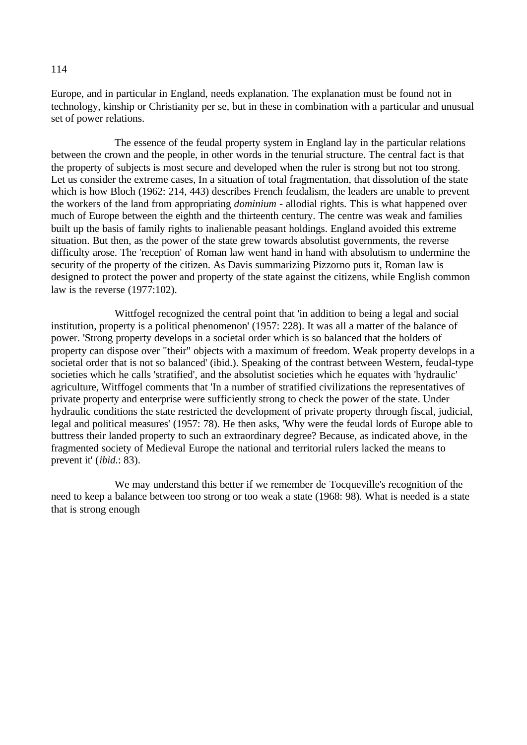Europe, and in particular in England, needs explanation. The explanation must be found not in technology, kinship or Christianity per se, but in these in combination with a particular and unusual set of power relations.

The essence of the feudal property system in England lay in the particular relations between the crown and the people, in other words in the tenurial structure. The central fact is that the property of subjects is most secure and developed when the ruler is strong but not too strong. Let us consider the extreme cases, In a situation of total fragmentation, that dissolution of the state which is how Bloch (1962: 214, 443) describes French feudalism, the leaders are unable to prevent the workers of the land from appropriating *dominium* - allodial rights. This is what happened over much of Europe between the eighth and the thirteenth century. The centre was weak and families built up the basis of family rights to inalienable peasant holdings. England avoided this extreme situation. But then, as the power of the state grew towards absolutist governments, the reverse difficulty arose. The 'reception' of Roman law went hand in hand with absolutism to undermine the security of the property of the citizen. As Davis summarizing Pizzorno puts it, Roman law is designed to protect the power and property of the state against the citizens, while English common law is the reverse (1977:102).

Wittfogel recognized the central point that 'in addition to being a legal and social institution, property is a political phenomenon' (1957: 228). It was all a matter of the balance of power. 'Strong property develops in a societal order which is so balanced that the holders of property can dispose over "their" objects with a maximum of freedom. Weak property develops in a societal order that is not so balanced' (ibid.). Speaking of the contrast between Western, feudal-type societies which he calls 'stratified', and the absolutist societies which he equates with 'hydraulic' agriculture, Witffogel comments that 'In a number of stratified civilizations the representatives of private property and enterprise were sufficiently strong to check the power of the state. Under hydraulic conditions the state restricted the development of private property through fiscal, judicial, legal and political measures' (1957: 78). He then asks, 'Why were the feudal lords of Europe able to buttress their landed property to such an extraordinary degree? Because, as indicated above, in the fragmented society of Medieval Europe the national and territorial rulers lacked the means to prevent it' (*ibid*.: 83).

We may understand this better if we remember de Tocqueville's recognition of the need to keep a balance between too strong or too weak a state (1968: 98). What is needed is a state that is strong enough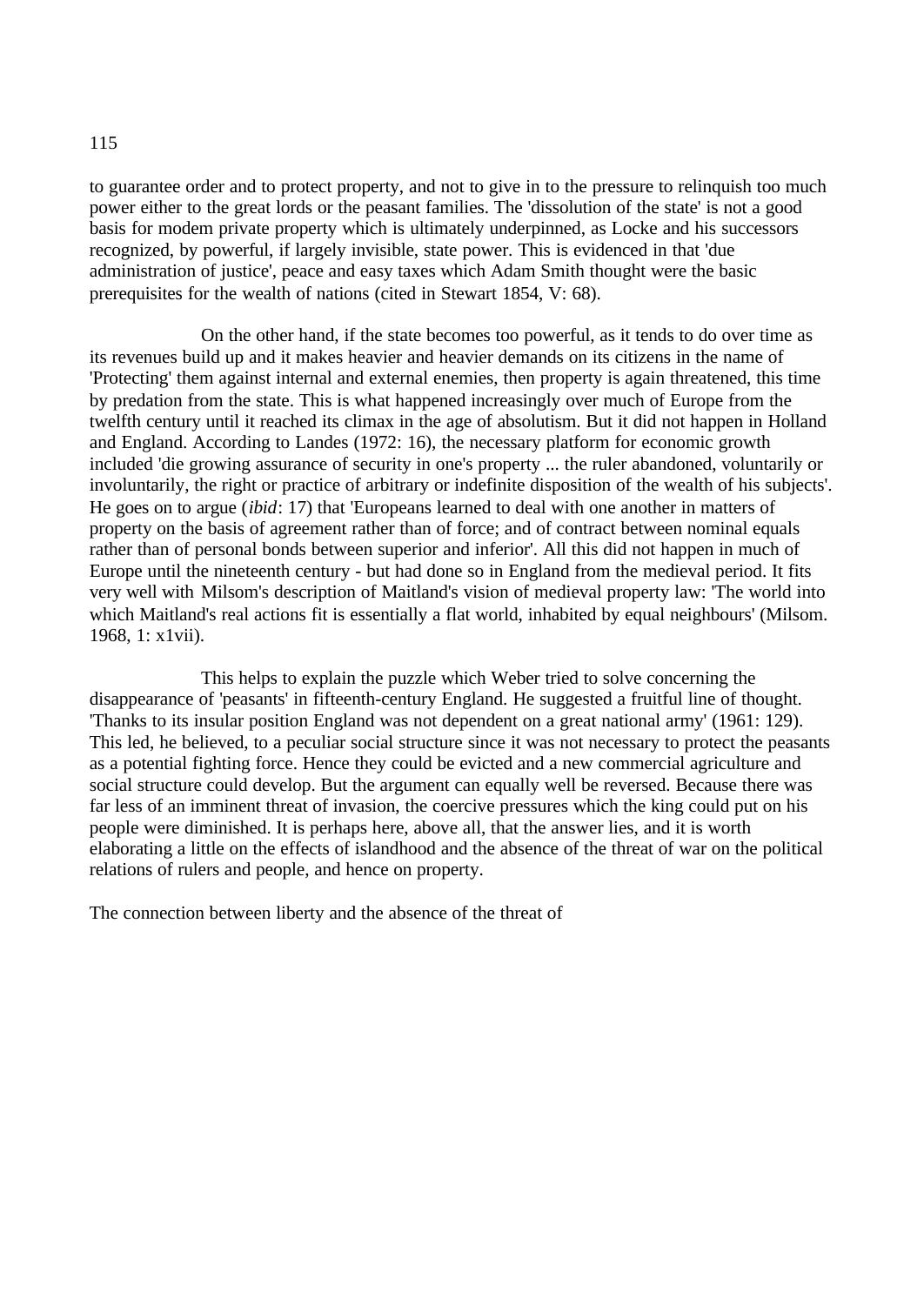to guarantee order and to protect property, and not to give in to the pressure to relinquish too much power either to the great lords or the peasant families. The 'dissolution of the state' is not a good basis for modem private property which is ultimately underpinned, as Locke and his successors recognized, by powerful, if largely invisible, state power. This is evidenced in that 'due administration of justice', peace and easy taxes which Adam Smith thought were the basic prerequisites for the wealth of nations (cited in Stewart 1854, V: 68).

On the other hand, if the state becomes too powerful, as it tends to do over time as its revenues build up and it makes heavier and heavier demands on its citizens in the name of 'Protecting' them against internal and external enemies, then property is again threatened, this time by predation from the state. This is what happened increasingly over much of Europe from the twelfth century until it reached its climax in the age of absolutism. But it did not happen in Holland and England. According to Landes (1972: 16), the necessary platform for economic growth included 'die growing assurance of security in one's property ... the ruler abandoned, voluntarily or involuntarily, the right or practice of arbitrary or indefinite disposition of the wealth of his subjects'. He goes on to argue (*ibid*: 17) that 'Europeans learned to deal with one another in matters of property on the basis of agreement rather than of force; and of contract between nominal equals rather than of personal bonds between superior and inferior'. All this did not happen in much of Europe until the nineteenth century - but had done so in England from the medieval period. It fits very well with Milsom's description of Maitland's vision of medieval property law: 'The world into which Maitland's real actions fit is essentially a flat world, inhabited by equal neighbours' (Milsom. 1968, 1: x1vii).

This helps to explain the puzzle which Weber tried to solve concerning the disappearance of 'peasants' in fifteenth-century England. He suggested a fruitful line of thought. 'Thanks to its insular position England was not dependent on a great national army' (1961: 129). This led, he believed, to a peculiar social structure since it was not necessary to protect the peasants as a potential fighting force. Hence they could be evicted and a new commercial agriculture and social structure could develop. But the argument can equally well be reversed. Because there was far less of an imminent threat of invasion, the coercive pressures which the king could put on his people were diminished. It is perhaps here, above all, that the answer lies, and it is worth elaborating a little on the effects of islandhood and the absence of the threat of war on the political relations of rulers and people, and hence on property.

The connection between liberty and the absence of the threat of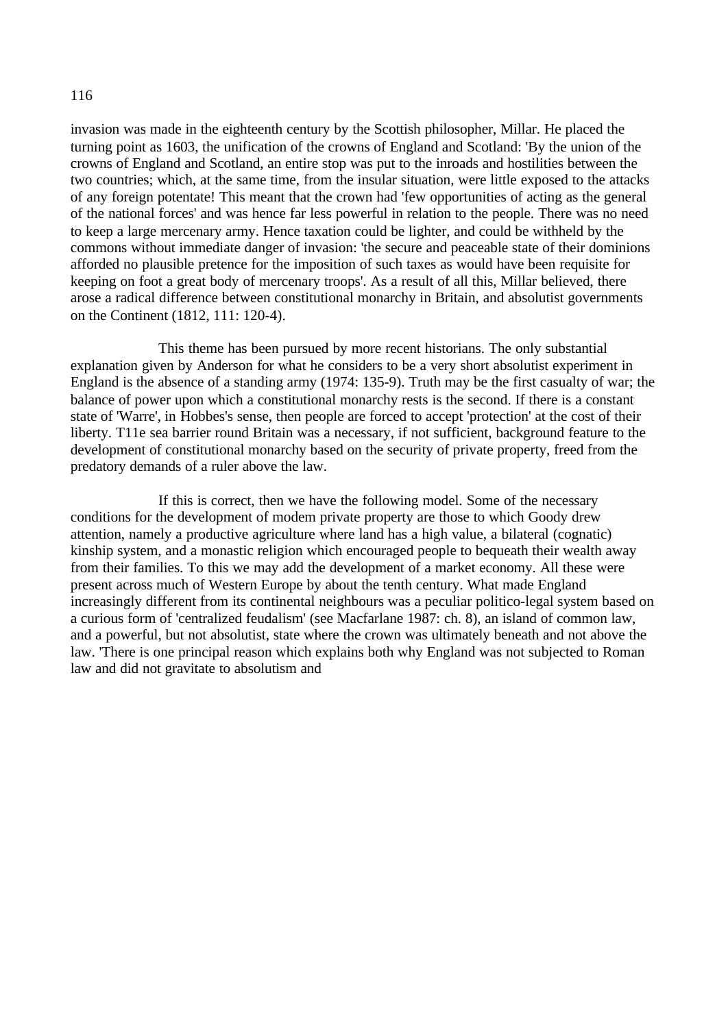invasion was made in the eighteenth century by the Scottish philosopher, Millar. He placed the turning point as 1603, the unification of the crowns of England and Scotland: 'By the union of the crowns of England and Scotland, an entire stop was put to the inroads and hostilities between the two countries; which, at the same time, from the insular situation, were little exposed to the attacks of any foreign potentate! This meant that the crown had 'few opportunities of acting as the general of the national forces' and was hence far less powerful in relation to the people. There was no need to keep a large mercenary army. Hence taxation could be lighter, and could be withheld by the commons without immediate danger of invasion: 'the secure and peaceable state of their dominions afforded no plausible pretence for the imposition of such taxes as would have been requisite for keeping on foot a great body of mercenary troops'. As a result of all this, Millar believed, there arose a radical difference between constitutional monarchy in Britain, and absolutist governments on the Continent (1812, 111: 120-4).

This theme has been pursued by more recent historians. The only substantial explanation given by Anderson for what he considers to be a very short absolutist experiment in England is the absence of a standing army (1974: 135-9). Truth may be the first casualty of war; the balance of power upon which a constitutional monarchy rests is the second. If there is a constant state of 'Warre', in Hobbes's sense, then people are forced to accept 'protection' at the cost of their liberty. T11e sea barrier round Britain was a necessary, if not sufficient, background feature to the development of constitutional monarchy based on the security of private property, freed from the predatory demands of a ruler above the law.

If this is correct, then we have the following model. Some of the necessary conditions for the development of modem private property are those to which Goody drew attention, namely a productive agriculture where land has a high value, a bilateral (cognatic) kinship system, and a monastic religion which encouraged people to bequeath their wealth away from their families. To this we may add the development of a market economy. All these were present across much of Western Europe by about the tenth century. What made England increasingly different from its continental neighbours was a peculiar politico-legal system based on a curious form of 'centralized feudalism' (see Macfarlane 1987: ch. 8), an island of common law, and a powerful, but not absolutist, state where the crown was ultimately beneath and not above the law. 'There is one principal reason which explains both why England was not subjected to Roman law and did not gravitate to absolutism and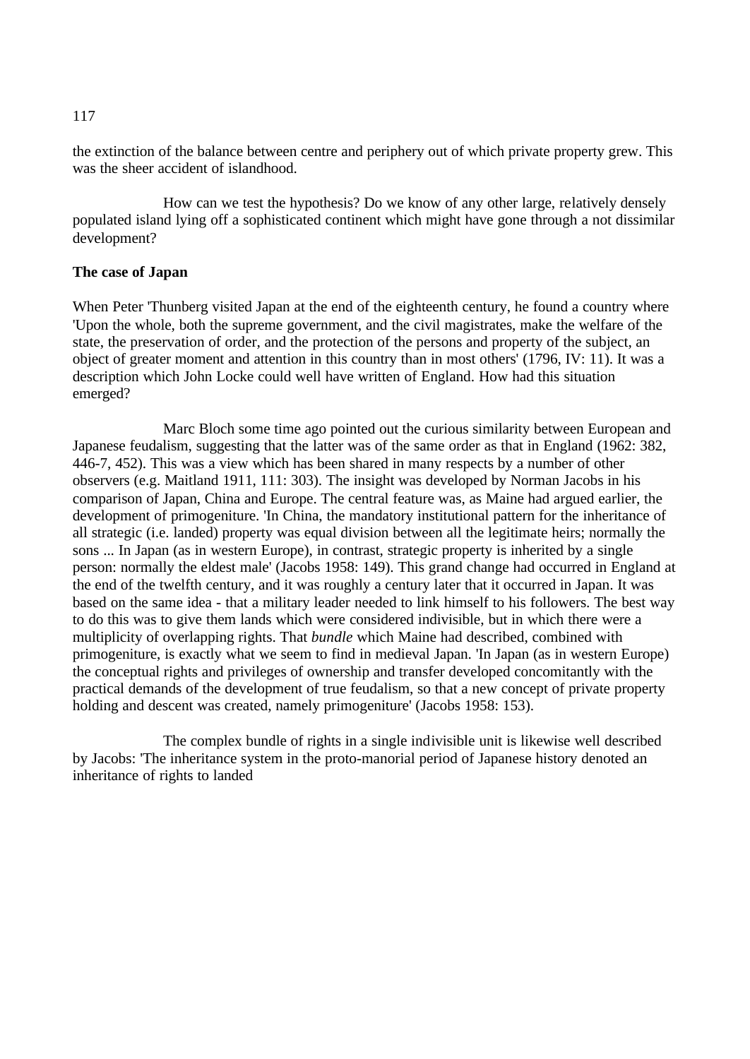the extinction of the balance between centre and periphery out of which private property grew. This was the sheer accident of islandhood.

How can we test the hypothesis? Do we know of any other large, relatively densely populated island lying off a sophisticated continent which might have gone through a not dissimilar development?

**The case of Japan**

When Peter 'Thunberg visited Japan at the end of the eighteenth century, he found a country where 'Upon the whole, both the supreme government, and the civil magistrates, make the welfare of the state, the preservation of order, and the protection of the persons and property of the subject, an object of greater moment and attention in this country than in most others' (1796, IV: 11). It was a description which John Locke could well have written of England. How had this situation emerged?

Marc Bloch some time ago pointed out the curious similarity between European and Japanese feudalism, suggesting that the latter was of the same order as that in England (1962: 382, 446-7, 452). This was a view which has been shared in many respects by a number of other observers (e.g. Maitland 1911, 111: 303). The insight was developed by Norman Jacobs in his comparison of Japan, China and Europe. The central feature was, as Maine had argued earlier, the development of primogeniture. 'In China, the mandatory institutional pattern for the inheritance of all strategic (i.e. landed) property was equal division between all the legitimate heirs; normally the sons ... In Japan (as in western Europe), in contrast, strategic property is inherited by a single person: normally the eldest male' (Jacobs 1958: 149). This grand change had occurred in England at the end of the twelfth century, and it was roughly a century later that it occurred in Japan. It was based on the same idea - that a military leader needed to link himself to his followers. The best way to do this was to give them lands which were considered indivisible, but in which there were a multiplicity of overlapping rights. That *bundle* which Maine had described, combined with primogeniture, is exactly what we seem to find in medieval Japan. 'In Japan (as in western Europe) the conceptual rights and privileges of ownership and transfer developed concomitantly with the practical demands of the development of true feudalism, so that a new concept of private property holding and descent was created, namely primogeniture' (Jacobs 1958: 153).

The complex bundle of rights in a single indivisible unit is likewise well described by Jacobs: 'The inheritance system in the proto-manorial period of Japanese history denoted an inheritance of rights to landed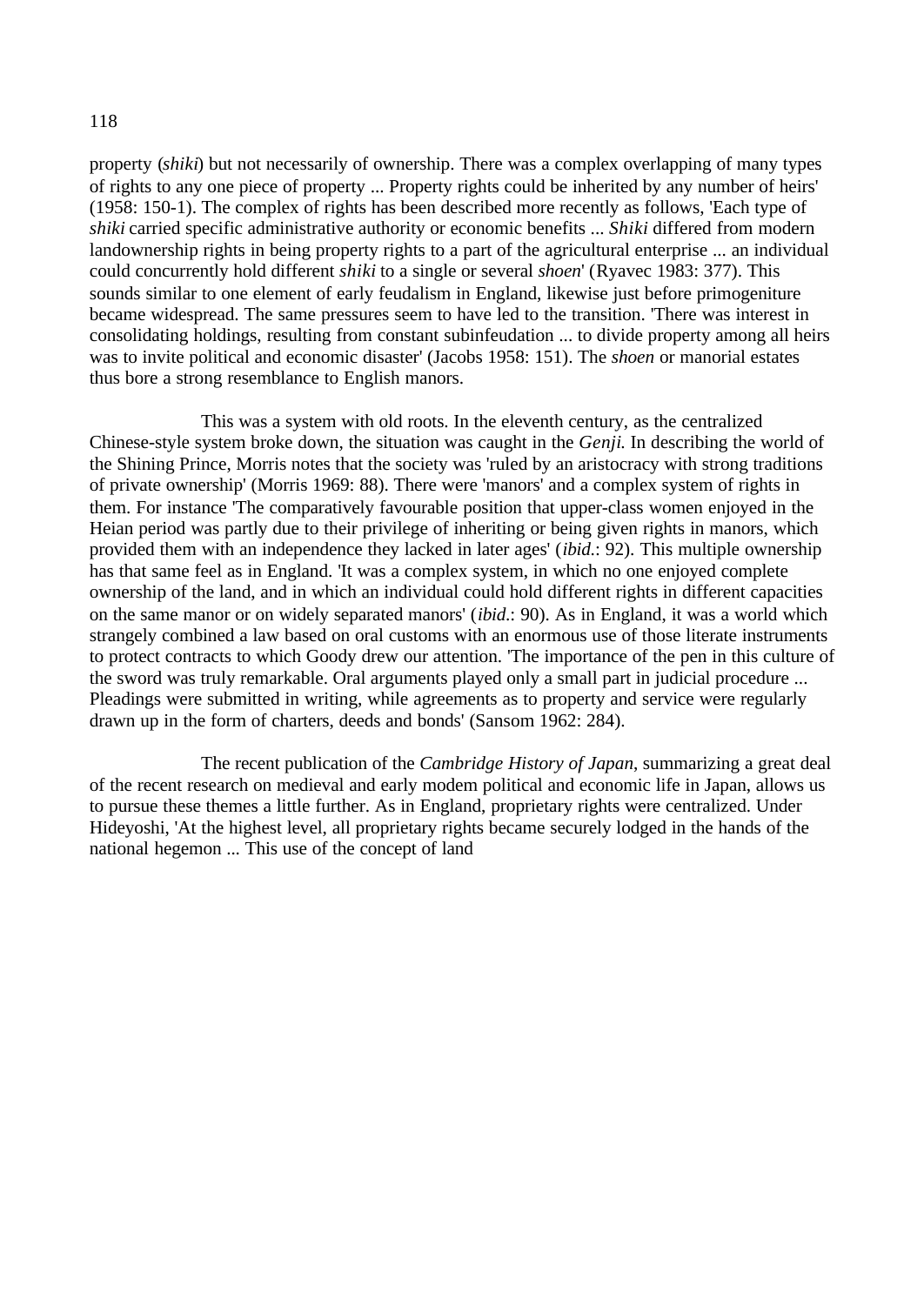property (*shiki*) but not necessarily of ownership. There was a complex overlapping of many types of rights to any one piece of property ... Property rights could be inherited by any number of heirs' (1958: 150-1). The complex of rights has been described more recently as follows, 'Each type of *shiki* carried specific administrative authority or economic benefits ... *Shiki* differed from modern landownership rights in being property rights to a part of the agricultural enterprise ... an individual could concurrently hold different *shiki* to a single or several *shoen*' (Ryavec 1983: 377). This sounds similar to one element of early feudalism in England, likewise just before primogeniture became widespread. The same pressures seem to have led to the transition. 'There was interest in consolidating holdings, resulting from constant subinfeudation ... to divide property among all heirs was to invite political and economic disaster' (Jacobs 1958: 151). The *shoen* or manorial estates thus bore a strong resemblance to English manors.

This was a system with old roots. In the eleventh century, as the centralized Chinese-style system broke down, the situation was caught in the *Genji.* In describing the world of the Shining Prince, Morris notes that the society was 'ruled by an aristocracy with strong traditions of private ownership' (Morris 1969: 88). There were 'manors' and a complex system of rights in them. For instance 'The comparatively favourable position that upper-class women enjoyed in the Heian period was partly due to their privilege of inheriting or being given rights in manors, which provided them with an independence they lacked in later ages' (*ibid.*: 92). This multiple ownership has that same feel as in England. 'It was a complex system, in which no one enjoyed complete ownership of the land, and in which an individual could hold different rights in different capacities on the same manor or on widely separated manors' (*ibid.*: 90). As in England, it was a world which strangely combined a law based on oral customs with an enormous use of those literate instruments to protect contracts to which Goody drew our attention. 'The importance of the pen in this culture of the sword was truly remarkable. Oral arguments played only a small part in judicial procedure ... Pleadings were submitted in writing, while agreements as to property and service were regularly drawn up in the form of charters, deeds and bonds' (Sansom 1962: 284).

The recent publication of the *Cambridge History of Japan*, summarizing a great deal of the recent research on medieval and early modem political and economic life in Japan, allows us to pursue these themes a little further. As in England, proprietary rights were centralized. Under Hideyoshi, 'At the highest level, all proprietary rights became securely lodged in the hands of the national hegemon ... This use of the concept of land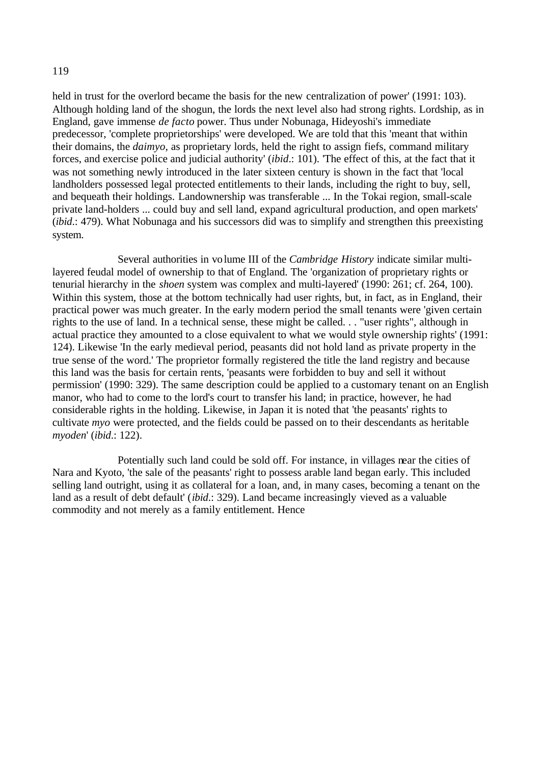held in trust for the overlord became the basis for the new centralization of power' (1991: 103). Although holding land of the shogun, the lords the next level also had strong rights. Lordship, as in England, gave immense *de facto* power. Thus under Nobunaga, Hideyoshi's immediate predecessor, 'complete proprietorships' were developed. We are told that this 'meant that within their domains, the *daimyo*, as proprietary lords, held the right to assign fiefs, command military forces, and exercise police and judicial authority' (*ibid*.: 101). 'The effect of this, at the fact that it was not something newly introduced in the later sixteen century is shown in the fact that 'local landholders possessed legal protected entitlements to their lands, including the right to buy, sell, and bequeath their holdings. Landownership was transferable ... In the Tokai region, small-scale private land-holders ... could buy and sell land, expand agricultural production, and open markets' (*ibid*.: 479). What Nobunaga and his successors did was to simplify and strengthen this preexisting system.

Several authorities in volume III of the *Cambridge History* indicate similar multi-layered feudal model of ownership to that of England. The 'organization of proprietary rights or tenurial hierarchy in the *shoen* system was complex and multi-layered' (1990: 261; cf. 264, 100). Within this system, those at the bottom technically had user rights, but, in fact, as in England, their practical power was much greater. In the early modern period the small tenants were 'given certain rights to the use of land. In a technical sense, these might be called. . . "user rights", although in actual practice they amounted to a close equivalent to what we would style ownership rights' (1991: 124). Likewise 'In the early medieval period, peasants did not hold land as private property in the true sense of the word.' The proprietor formally registered the title the land registry and because this land was the basis for certain rents, 'peasants were forbidden to buy and sell it without permission' (1990: 329). The same description could be applied to a customary tenant on an English manor, who had to come to the lord's court to transfer his land; in practice, however, he had considerable rights in the holding. Likewise, in Japan it is noted that 'the peasants' rights to cultivate *myo* were protected, and the fields could be passed on to their descendants as heritable *myoden*' (*ibid*.: 122).

Potentially such land could be sold off. For instance, in villages near the cities of Nara and Kyoto, 'the sale of the peasants' right to possess arable land began early. This included selling land outright, using it as collateral for a loan, and, in many cases, becoming a tenant on the land as a result of debt default' (*ibid*.: 329). Land became increasingly vieved as a valuable commodity and not merely as a family entitlement. Hence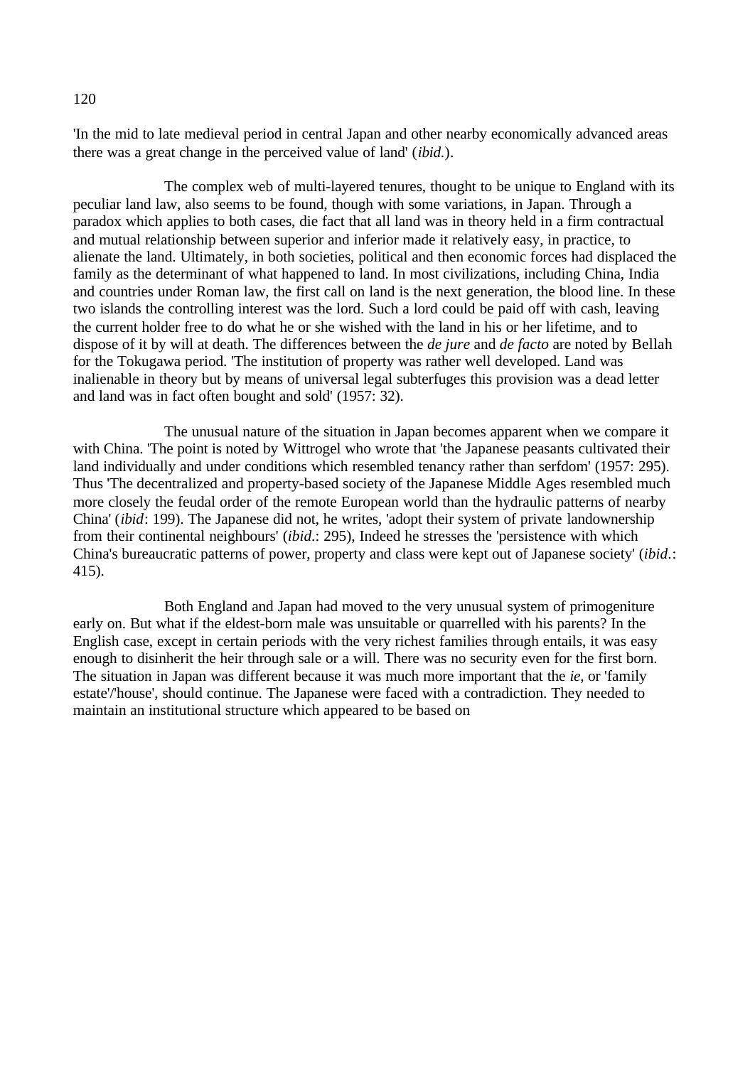'In the mid to late medieval period in central Japan and other nearby economically advanced areas there was a great change in the perceived value of land' (*ibid.*).

The complex web of multi-layered tenures, thought to be unique to England with its peculiar land law, also seems to be found, though with some variations, in Japan. Through a paradox which applies to both cases, die fact that all land was in theory held in a firm contractual and mutual relationship between superior and inferior made it relatively easy, in practice, to alienate the land. Ultimately, in both societies, political and then economic forces had displaced the family as the determinant of what happened to land. In most civilizations, including China, India and countries under Roman law, the first call on land is the next generation, the blood line. In these two islands the controlling interest was the lord. Such a lord could be paid off with cash, leaving the current holder free to do what he or she wished with the land in his or her lifetime, and to dispose of it by will at death. The differences between the *de jure* and *de facto* are noted by Bellah for the Tokugawa period. 'The institution of property was rather well developed. Land was inalienable in theory but by means of universal legal subterfuges this provision was a dead letter and land was in fact often bought and sold' (1957: 32).

The unusual nature of the situation in Japan becomes apparent when we compare it with China. 'The point is noted by Wittrogel who wrote that 'the Japanese peasants cultivated their land individually and under conditions which resembled tenancy rather than serfdom' (1957: 295). Thus 'The decentralized and property-based society of the Japanese Middle Ages resembled much more closely the feudal order of the remote European world than the hydraulic patterns of nearby China' (*ibid*: 199). The Japanese did not, he writes, 'adopt their system of private landownership from their continental neighbours' (*ibid*.: 295), Indeed he stresses the 'persistence with which China's bureaucratic patterns of power, property and class were kept out of Japanese society' (*ibid*.: 415).

Both England and Japan had moved to the very unusual system of primogeniture early on. But what if the eldest-born male was unsuitable or quarrelled with his parents? In the English case, except in certain periods with the very richest families through entails, it was easy enough to disinherit the heir through sale or a will. There was no security even for the first born. The situation in Japan was different because it was much more important that the *ie*, or 'family estate'/'house', should continue. The Japanese were faced with a contradiction. They needed to maintain an institutional structure which appeared to be based on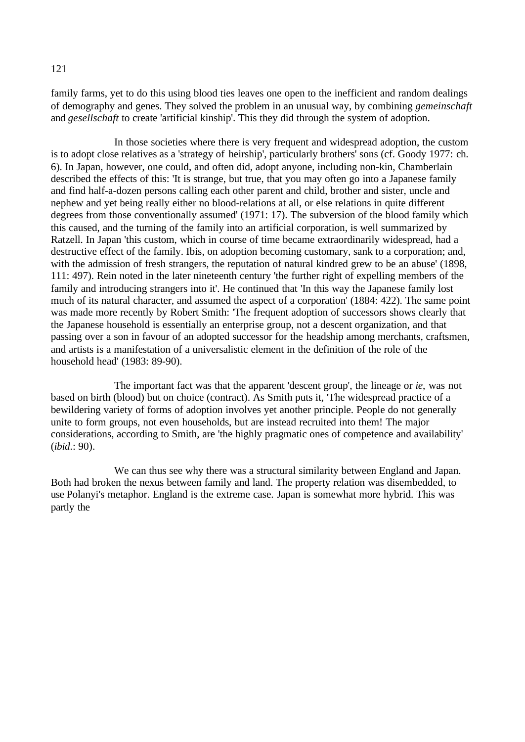family farms, yet to do this using blood ties leaves one open to the inefficient and random dealings of demography and genes. They solved the problem in an unusual way, by combining *gemeinschaft* and *gesellschaft* to create 'artificial kinship'. This they did through the system of adoption.

In those societies where there is very frequent and widespread adoption, the custom is to adopt close relatives as a 'strategy of heirship', particularly brothers' sons (cf. Goody 1977: ch. 6). In Japan, however, one could, and often did, adopt anyone, including non-kin, Chamberlain described the effects of this: 'It is strange, but true, that you may often go into a Japanese family and find half-a-dozen persons calling each other parent and child, brother and sister, uncle and nephew and yet being really either no blood-relations at all, or else relations in quite different degrees from those conventionally assumed' (1971: 17). The subversion of the blood family which this caused, and the turning of the family into an artificial corporation, is well summarized by Ratzell. In Japan 'this custom, which in course of time became extraordinarily widespread, had a destructive effect of the family. Ibis, on adoption becoming customary, sank to a corporation; and, with the admission of fresh strangers, the reputation of natural kindred grew to be an abuse' (1898, 111: 497). Rein noted in the later nineteenth century 'the further right of expelling members of the family and introducing strangers into it'. He continued that 'In this way the Japanese family lost much of its natural character, and assumed the aspect of a corporation' (1884: 422). The same point was made more recently by Robert Smith: 'The frequent adoption of successors shows clearly that the Japanese household is essentially an enterprise group, not a descent organization, and that passing over a son in favour of an adopted successor for the headship among merchants, craftsmen, and artists is a manifestation of a universalistic element in the definition of the role of the household head' (1983: 89-90).

The important fact was that the apparent 'descent group', the lineage or *ie*, was not based on birth (blood) but on choice (contract). As Smith puts it, 'The widespread practice of a bewildering variety of forms of adoption involves yet another principle. People do not generally unite to form groups, not even households, but are instead recruited into them! The major considerations, according to Smith, are 'the highly pragmatic ones of competence and availability' (*ibid*.: 90).

We can thus see why there was a structural similarity between England and Japan. Both had broken the nexus between family and land. The property relation was disembedded, to use Polanyi's metaphor. England is the extreme case. Japan is somewhat more hybrid. This was partly the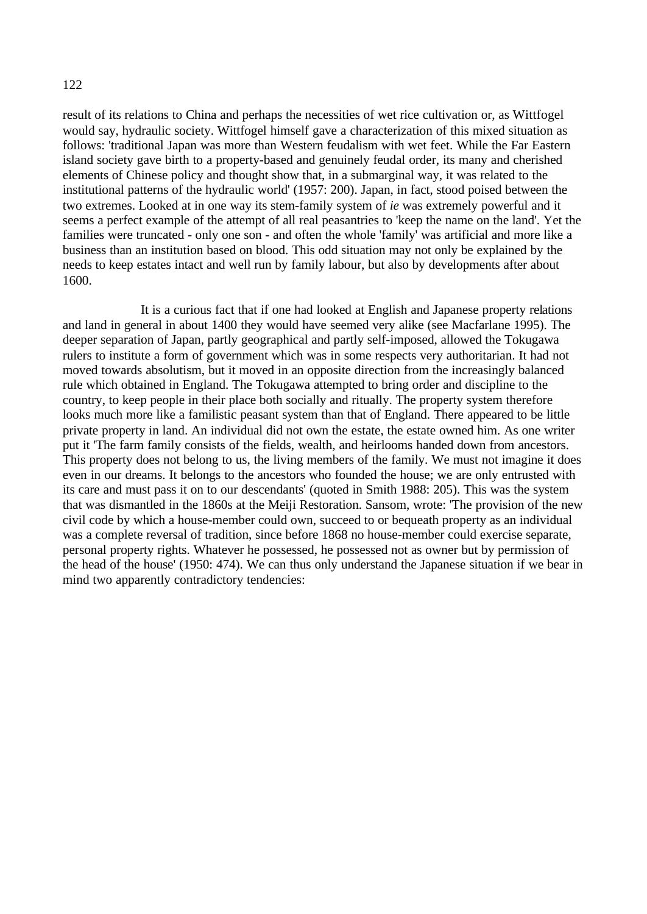result of its relations to China and perhaps the necessities of wet rice cultivation or, as Wittfogel would say, hydraulic society. Wittfogel himself gave a characterization of this mixed situation as follows: 'traditional Japan was more than Western feudalism with wet feet. While the Far Eastern island society gave birth to a property-based and genuinely feudal order, its many and cherished elements of Chinese policy and thought show that, in a submarginal way, it was related to the institutional patterns of the hydraulic world' (1957: 200). Japan, in fact, stood poised between the two extremes. Looked at in one way its stem-family system of *ie* was extremely powerful and it seems a perfect example of the attempt of all real peasantries to 'keep the name on the land'. Yet the families were truncated - only one son - and often the whole 'family' was artificial and more like a business than an institution based on blood. This odd situation may not only be explained by the needs to keep estates intact and well run by family labour, but also by developments after about 1600.

It is a curious fact that if one had looked at English and Japanese property relations and land in general in about 1400 they would have seemed very alike (see Macfarlane 1995). The deeper separation of Japan, partly geographical and partly self-imposed, allowed the Tokugawa rulers to institute a form of government which was in some respects very authoritarian. It had not moved towards absolutism, but it moved in an opposite direction from the increasingly balanced rule which obtained in England. The Tokugawa attempted to bring order and discipline to the country, to keep people in their place both socially and ritually. The property system therefore looks much more like a familistic peasant system than that of England. There appeared to be little private property in land. An individual did not own the estate, the estate owned him. As one writer put it 'The farm family consists of the fields, wealth, and heirlooms handed down from ancestors. This property does not belong to us, the living members of the family. We must not imagine it does even in our dreams. It belongs to the ancestors who founded the house; we are only entrusted with its care and must pass it on to our descendants' (quoted in Smith 1988: 205). This was the system that was dismantled in the 1860s at the Meiji Restoration. Sansom, wrote: 'The provision of the new civil code by which a house-member could own, succeed to or bequeath property as an individual was a complete reversal of tradition, since before 1868 no house-member could exercise separate, personal property rights. Whatever he possessed, he possessed not as owner but by permission of the head of the house' (1950: 474). We can thus only understand the Japanese situation if we bear in mind two apparently contradictory tendencies: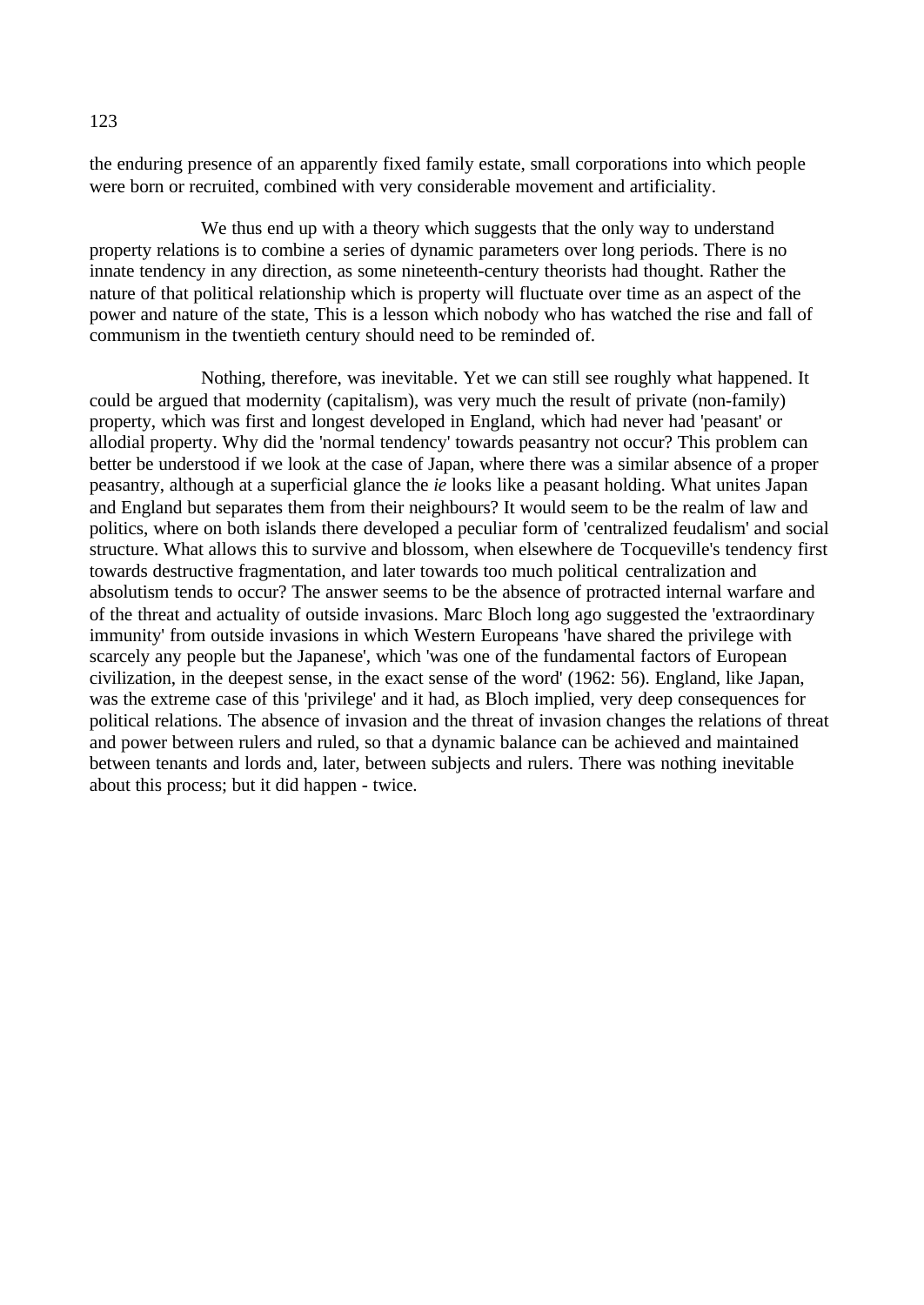the enduring presence of an apparently fixed family estate, small corporations into which people were born or recruited, combined with very considerable movement and artificiality.

We thus end up with a theory which suggests that the only way to understand property relations is to combine a series of dynamic parameters over long periods. There is no innate tendency in any direction, as some nineteenth-century theorists had thought. Rather the nature of that political relationship which is property will fluctuate over time as an aspect of the power and nature of the state, This is a lesson which nobody who has watched the rise and fall of communism in the twentieth century should need to be reminded of.

Nothing, therefore, was inevitable. Yet we can still see roughly what happened. It could be argued that modernity (capitalism), was very much the result of private (non-family) property, which was first and longest developed in England, which had never had 'peasant' or allodial property. Why did the 'normal tendency' towards peasantry not occur? This problem can better be understood if we look at the case of Japan, where there was a similar absence of a proper peasantry, although at a superficial glance the *ie* looks like a peasant holding. What unites Japan and England but separates them from their neighbours? It would seem to be the realm of law and politics, where on both islands there developed a peculiar form of 'centralized feudalism' and social structure. What allows this to survive and blossom, when elsewhere de Tocqueville's tendency first towards destructive fragmentation, and later towards too much political centralization and absolutism tends to occur? The answer seems to be the absence of protracted internal warfare and of the threat and actuality of outside invasions. Marc Bloch long ago suggested the 'extraordinary immunity' from outside invasions in which Western Europeans 'have shared the privilege with scarcely any people but the Japanese', which 'was one of the fundamental factors of European civilization, in the deepest sense, in the exact sense of the word' (1962: 56). England, like Japan, was the extreme case of this 'privilege' and it had, as Bloch implied, very deep consequences for political relations. The absence of invasion and the threat of invasion changes the relations of threat and power between rulers and ruled, so that a dynamic balance can be achieved and maintained between tenants and lords and, later, between subjects and rulers. There was nothing inevitable about this process; but it did happen - twice.